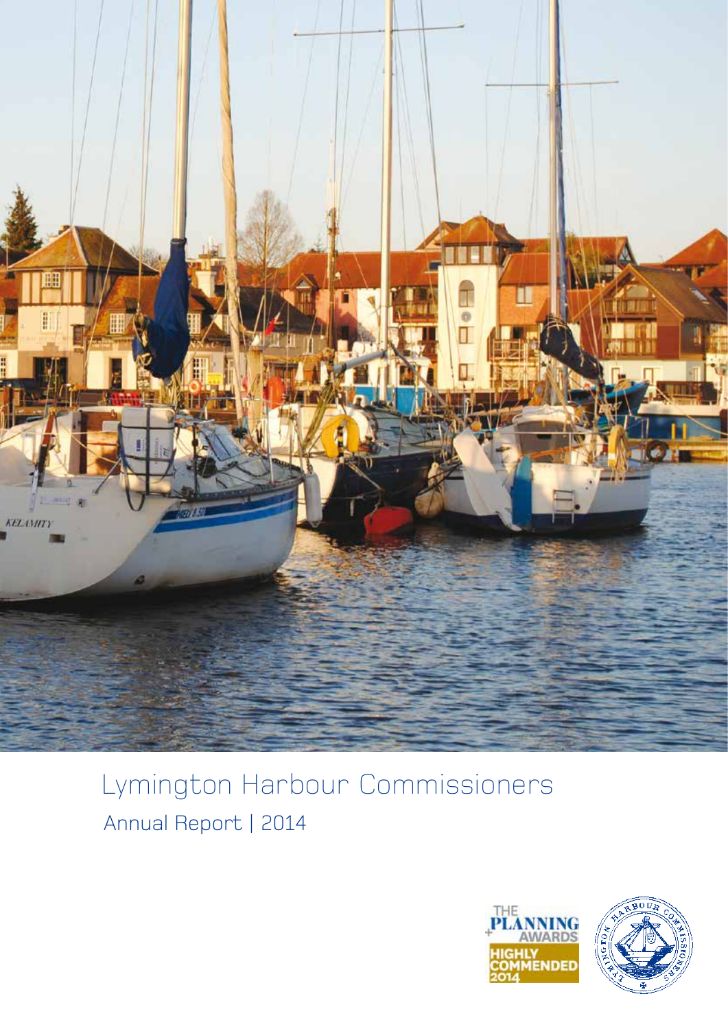# Lymington Harbour Commissioners

## Annual Report | 2014

THE PLANNING AWARDS
HIGHLY COMMENDED 2014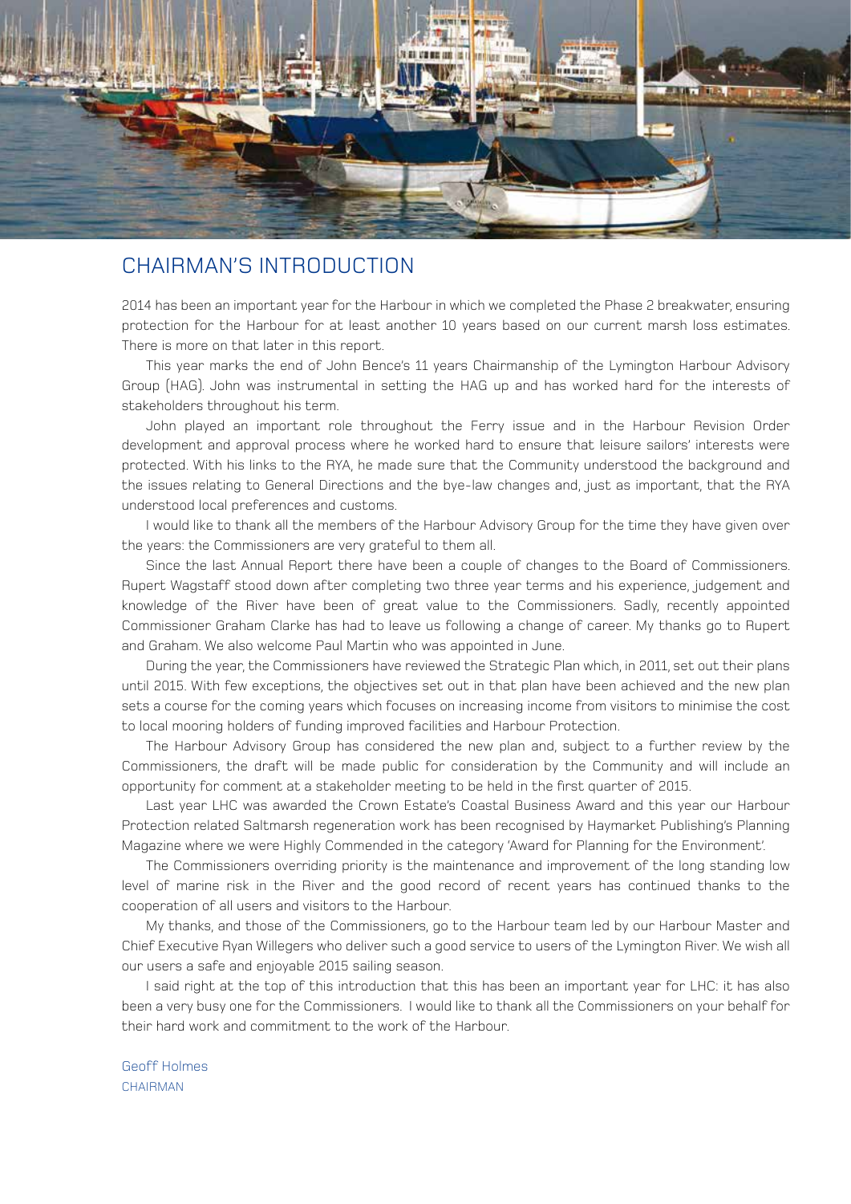## CHAIRMAN'S INTRODUCTION

2014 has been an important year for the Harbour in which we completed the Phase 2 breakwater, ensuring protection for the Harbour for at least another 10 years based on our current marsh loss estimates. There is more on that later in this report.

This year marks the end of John Bence's 11 years Chairmanship of the Lymington Harbour Advisory Group (HAG). John was instrumental in setting the HAG up and has worked hard for the interests of stakeholders throughout his term.

John played an important role throughout the Ferry issue and in the Harbour Revision Order development and approval process where he worked hard to ensure that leisure sailors' interests were protected. With his links to the RYA, he made sure that the Community understood the background and the issues relating to General Directions and the bye-law changes and, just as important, that the RYA understood local preferences and customs.

I would like to thank all the members of the Harbour Advisory Group for the time they have given over the years: the Commissioners are very grateful to them all.

Since the last Annual Report there have been a couple of changes to the Board of Commissioners. Rupert Wagstaff stood down after completing two three year terms and his experience, judgement and knowledge of the River have been of great value to the Commissioners. Sadly, recently appointed Commissioner Graham Clarke has had to leave us following a change of career. My thanks go to Rupert and Graham. We also welcome Paul Martin who was appointed in June.

During the year, the Commissioners have reviewed the Strategic Plan which, in 2011, set out their plans until 2015. With few exceptions, the objectives set out in that plan have been achieved and the new plan sets a course for the coming years which focuses on increasing income from visitors to minimise the cost to local mooring holders of funding improved facilities and Harbour Protection.

The Harbour Advisory Group has considered the new plan and, subject to a further review by the Commissioners, the draft will be made public for consideration by the Community and will include an opportunity for comment at a stakeholder meeting to be held in the first quarter of 2015.

Last year LHC was awarded the Crown Estate's Coastal Business Award and this year our Harbour Protection related Saltmarsh regeneration work has been recognised by Haymarket Publishing's Planning Magazine where we were Highly Commended in the category 'Award for Planning for the Environment'.

The Commissioners overriding priority is the maintenance and improvement of the long standing low level of marine risk in the River and the good record of recent years has continued thanks to the cooperation of all users and visitors to the Harbour.

My thanks, and those of the Commissioners, go to the Harbour team led by our Harbour Master and Chief Executive Ryan Willegers who deliver such a good service to users of the Lymington River. We wish all our users a safe and enjoyable 2015 sailing season.

I said right at the top of this introduction that this has been an important year for LHC: it has also been a very busy one for the Commissioners. I would like to thank all the Commissioners on your behalf for their hard work and commitment to the work of the Harbour.

Geoff Holmes
CHAIRMAN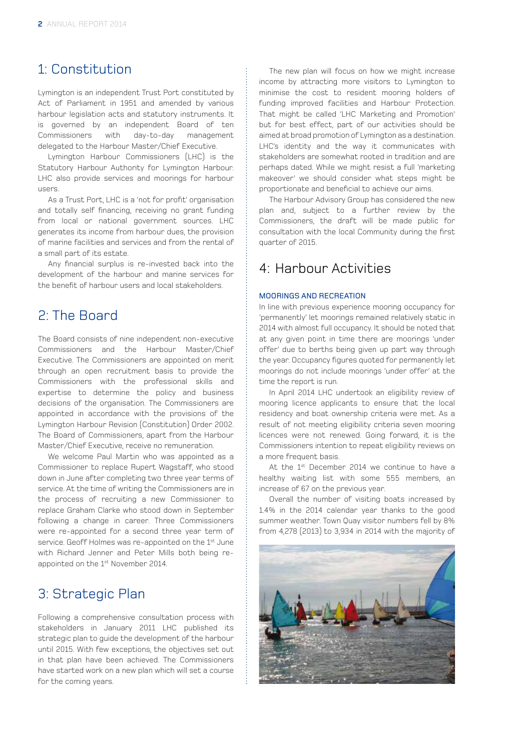## 1: Constitution

Lymington is an independent Trust Port constituted by Act of Parliament in 1951 and amended by various harbour legislation acts and statutory instruments. It is governed by an independent Board of ten Commissioners with day-to-day management delegated to the Harbour Master/Chief Executive.

Lymington Harbour Commissioners (LHC) is the Statutory Harbour Authority for Lymington Harbour. LHC also provide services and moorings for harbour users.

As a Trust Port, LHC is a 'not for profit' organisation and totally self financing, receiving no grant funding from local or national government sources. LHC generates its income from harbour dues, the provision of marine facilities and services and from the rental of a small part of its estate.

Any financial surplus is re-invested back into the development of the harbour and marine services for the benefit of harbour users and local stakeholders.

## 2: The Board

The Board consists of nine independent non-executive Commissioners and the Harbour Master/Chief Executive. The Commissioners are appointed on merit through an open recruitment basis to provide the Commissioners with the professional skills and expertise to determine the policy and business decisions of the organisation. The Commissioners are appointed in accordance with the provisions of the Lymington Harbour Revision (Constitution) Order 2002. The Board of Commissioners, apart from the Harbour Master/Chief Executive, receive no remuneration.

We welcome Paul Martin who was appointed as a Commissioner to replace Rupert Wagstaff, who stood down in June after completing two three year terms of service. At the time of writing the Commissioners are in the process of recruiting a new Commissioner to replace Graham Clarke who stood down in September following a change in career. Three Commissioners were re-appointed for a second three year term of service. Geoff Holmes was re-appointed on the 1st June with Richard Jenner and Peter Mills both being re-appointed on the 1st November 2014.

## 3: Strategic Plan

Following a comprehensive consultation process with stakeholders in January 2011 LHC published its strategic plan to guide the development of the harbour until 2015. With few exceptions, the objectives set out in that plan have been achieved. The Commissioners have started work on a new plan which will set a course for the coming years.

The new plan will focus on how we might increase income by attracting more visitors to Lymington to minimise the cost to resident mooring holders of funding improved facilities and Harbour Protection. That might be called 'LHC Marketing and Promotion' but for best effect, part of our activities should be aimed at broad promotion of Lymington as a destination. LHC's identity and the way it communicates with stakeholders are somewhat rooted in tradition and are perhaps dated. While we might resist a full 'marketing makeover' we should consider what steps might be proportionate and beneficial to achieve our aims.

The Harbour Advisory Group has considered the new plan and, subject to a further review by the Commissioners, the draft will be made public for consultation with the local Community during the first quarter of 2015.

## 4: Harbour Activities

### MOORINGS AND RECREATION

In line with previous experience mooring occupancy for 'permanently' let moorings remained relatively static in 2014 with almost full occupancy. It should be noted that at any given point in time there are moorings 'under offer' due to berths being given up part way through the year. Occupancy figures quoted for permanently let moorings do not include moorings 'under offer' at the time the report is run.

In April 2014 LHC undertook an eligibility review of mooring licence applicants to ensure that the local residency and boat ownership criteria were met. As a result of not meeting eligibility criteria seven mooring licences were not renewed. Going forward, it is the Commissioners intention to repeat eligibility reviews on a more frequent basis.

At the 1st December 2014 we continue to have a healthy waiting list with some 555 members, an increase of 67 on the previous year.

Overall the number of visiting boats increased by 1.4% in the 2014 calendar year thanks to the good summer weather. Town Quay visitor numbers fell by 8% from 4,278 (2013) to 3,934 in 2014 with the majority of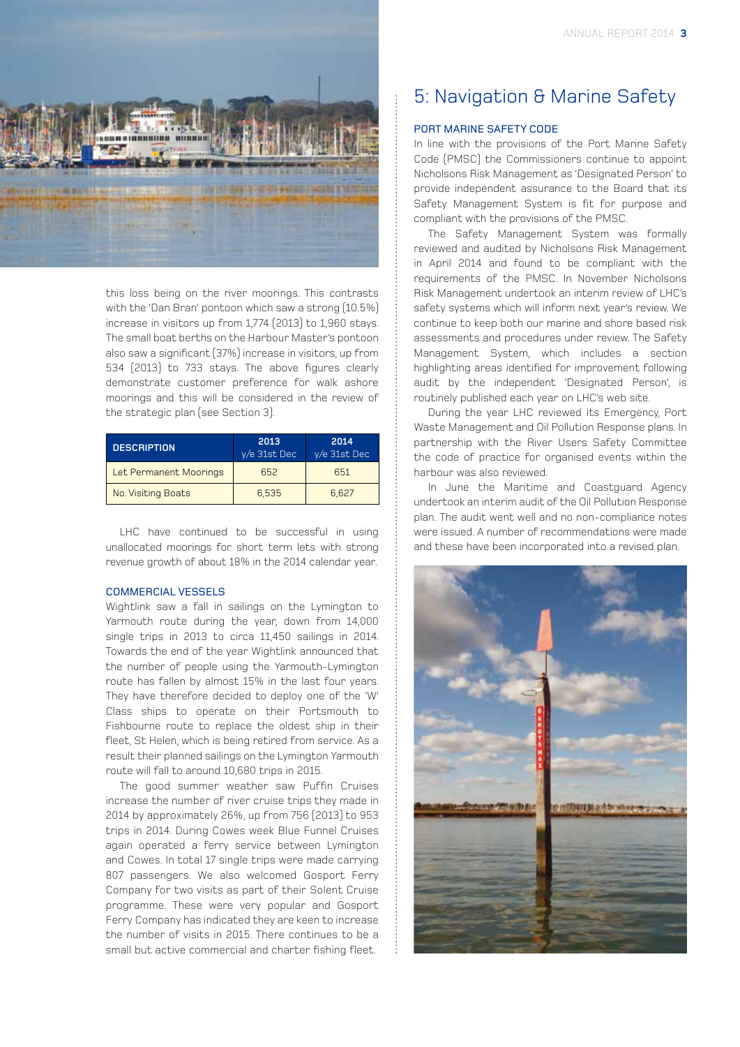this loss being on the river moorings. This contrasts with the 'Dan Bran' pontoon which saw a strong (10.5%) increase in visitors up from 1,774 (2013) to 1,960 stays. The small boat berths on the Harbour Master's pontoon also saw a significant (37%) increase in visitors, up from 534 (2013) to 733 stays. The above figures clearly demonstrate customer preference for walk ashore moorings and this will be considered in the review of the strategic plan (see Section 3).

| DESCRIPTION | 2013 y/e 31st Dec | 2014 y/e 31st Dec |
|---|---|---|
| Let Permanent Moorings | 652 | 651 |
| No. Visiting Boats | 6,535 | 6,627 |

LHC have continued to be successful in using unallocated moorings for short term lets with strong revenue growth of about 18% in the 2014 calendar year.

### COMMERCIAL VESSELS

Wightlink saw a fall in sailings on the Lymington to Yarmouth route during the year, down from 14,000 single trips in 2013 to circa 11,450 sailings in 2014. Towards the end of the year Wightlink announced that the number of people using the Yarmouth-Lymington route has fallen by almost 15% in the last four years. They have therefore decided to deploy one of the 'W' Class ships to operate on their Portsmouth to Fishbourne route to replace the oldest ship in their fleet, St Helen, which is being retired from service. As a result their planned sailings on the Lymington Yarmouth route will fall to around 10,680 trips in 2015.

The good summer weather saw Puffin Cruises increase the number of river cruise trips they made in 2014 by approximately 26%, up from 756 (2013) to 953 trips in 2014. During Cowes week Blue Funnel Cruises again operated a ferry service between Lymington and Cowes. In total 17 single trips were made carrying 807 passengers. We also welcomed Gosport Ferry Company for two visits as part of their Solent Cruise programme. These were very popular and Gosport Ferry Company has indicated they are keen to increase the number of visits in 2015. There continues to be a small but active commercial and charter fishing fleet.

## 5: Navigation & Marine Safety

### PORT MARINE SAFETY CODE

In line with the provisions of the Port Marine Safety Code (PMSC) the Commissioners continue to appoint Nicholsons Risk Management as 'Designated Person' to provide independent assurance to the Board that its Safety Management System is fit for purpose and compliant with the provisions of the PMSC.

The Safety Management System was formally reviewed and audited by Nicholsons Risk Management in April 2014 and found to be compliant with the requirements of the PMSC. In November Nicholsons Risk Management undertook an interim review of LHC's safety systems which will inform next year's review. We continue to keep both our marine and shore based risk assessments and procedures under review. The Safety Management System, which includes a section highlighting areas identified for improvement following audit by the independent 'Designated Person', is routinely published each year on LHC's web site.

During the year LHC reviewed its Emergency, Port Waste Management and Oil Pollution Response plans. In partnership with the River Users Safety Committee the code of practice for organised events within the harbour was also reviewed.

In June the Maritime and Coastguard Agency undertook an interim audit of the Oil Pollution Response plan. The audit went well and no non-compliance notes were issued. A number of recommendations were made and these have been incorporated into a revised plan.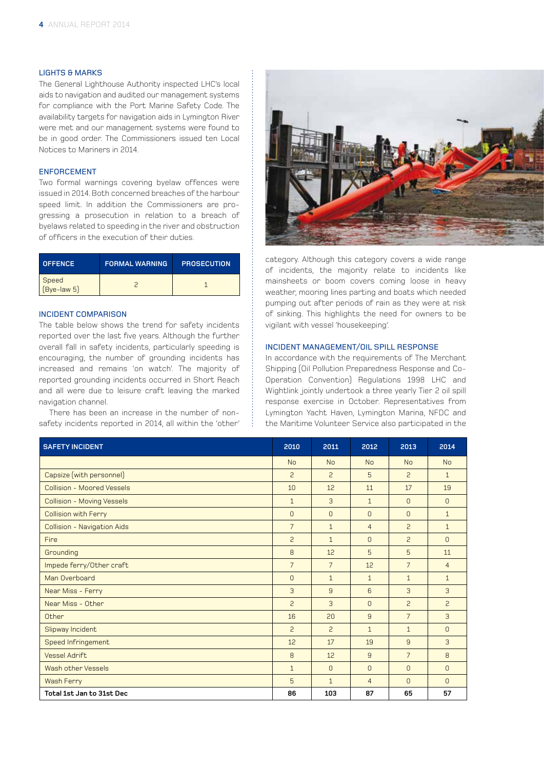### LIGHTS & MARKS

The General Lighthouse Authority inspected LHC's local aids to navigation and audited our management systems for compliance with the Port Marine Safety Code. The availability targets for navigation aids in Lymington River were met and our management systems were found to be in good order. The Commissioners issued ten Local Notices to Mariners in 2014.

### ENFORCEMENT

Two formal warnings covering byelaw offences were issued in 2014. Both concerned breaches of the harbour speed limit. In addition the Commissioners are progressing a prosecution in relation to a breach of byelaws related to speeding in the river and obstruction of officers in the execution of their duties.

| OFFENCE | FORMAL WARNING | PROSECUTION |
|---|---|---|
| Speed (Bye-law 5) | 2 | 1 |

### INCIDENT COMPARISON

The table below shows the trend for safety incidents reported over the last five years. Although the further overall fall in safety incidents, particularly speeding is encouraging, the number of grounding incidents has increased and remains 'on watch'. The majority of reported grounding incidents occurred in Short Reach and all were due to leisure craft leaving the marked navigation channel.

There has been an increase in the number of non-safety incidents reported in 2014, all within the 'other' category. Although this category covers a wide range of incidents, the majority relate to incidents like mainsheets or boom covers coming loose in heavy weather, mooring lines parting and boats which needed pumping out after periods of rain as they were at risk of sinking. This highlights the need for owners to be vigilant with vessel 'housekeeping'.

### INCIDENT MANAGEMENT/OIL SPILL RESPONSE

In accordance with the requirements of The Merchant Shipping (Oil Pollution Preparedness Response and Co-Operation Convention) Regulations 1998 LHC and Wightlink jointly undertook a three yearly Tier 2 oil spill response exercise in October. Representatives from Lymington Yacht Haven, Lymington Marina, NFDC and the Maritime Volunteer Service also participated in the

| SAFETY INCIDENT | 2010 | 2011 | 2012 | 2013 | 2014 |
|---|---|---|---|---|---|
| | No | No | No | No | No |
| Capsize (with personnel) | 2 | 2 | 5 | 2 | 1 |
| Collision - Moored Vessels | 10 | 12 | 11 | 17 | 19 |
| Collision - Moving Vessels | 1 | 3 | 1 | 0 | 0 |
| Collision with Ferry | 0 | 0 | 0 | 0 | 1 |
| Collision - Navigation Aids | 7 | 1 | 4 | 2 | 1 |
| Fire | 2 | 1 | 0 | 2 | 0 |
| Grounding | 8 | 12 | 5 | 5 | 11 |
| Impede ferry/Other craft | 7 | 7 | 12 | 7 | 4 |
| Man Overboard | 0 | 1 | 1 | 1 | 1 |
| Near Miss - Ferry | 3 | 9 | 6 | 3 | 3 |
| Near Miss - Other | 2 | 3 | 0 | 2 | 2 |
| Other | 16 | 20 | 9 | 7 | 3 |
| Slipway Incident | 2 | 2 | 1 | 1 | 0 |
| Speed Infringement | 12 | 17 | 19 | 9 | 3 |
| Vessel Adrift | 8 | 12 | 9 | 7 | 8 |
| Wash other Vessels | 1 | 0 | 0 | 0 | 0 |
| Wash Ferry | 5 | 1 | 4 | 0 | 0 |
| **Total 1st Jan to 31st Dec** | **86** | **103** | **87** | **65** | **57** |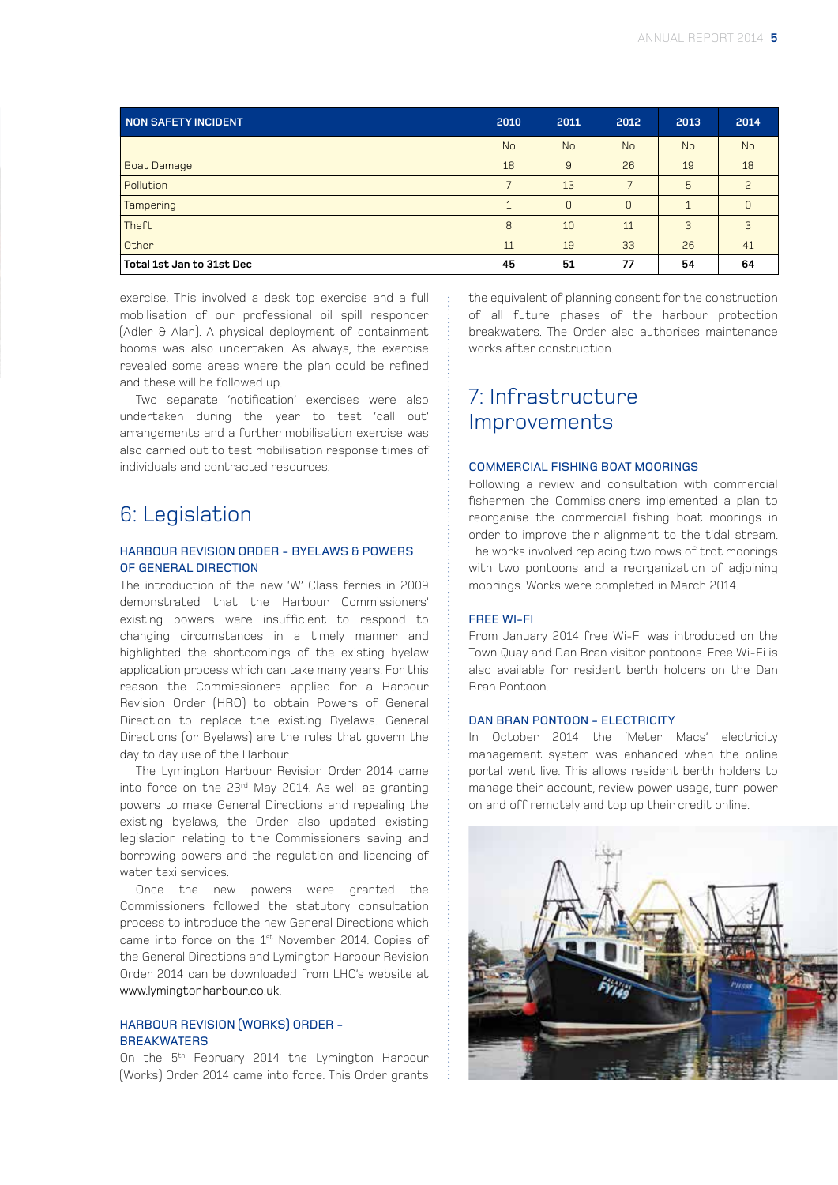| NON SAFETY INCIDENT | 2010 | 2011 | 2012 | 2013 | 2014 |
|---|---|---|---|---|---|
| | No | No | No | No | No |
| Boat Damage | 18 | 9 | 26 | 19 | 18 |
| Pollution | 7 | 13 | 7 | 5 | 2 |
| Tampering | 1 | 0 | 0 | 1 | 0 |
| Theft | 8 | 10 | 11 | 3 | 3 |
| Other | 11 | 19 | 33 | 26 | 41 |
| **Total 1st Jan to 31st Dec** | **45** | **51** | **77** | **54** | **64** |

exercise. This involved a desk top exercise and a full mobilisation of our professional oil spill responder (Adler & Alan). A physical deployment of containment booms was also undertaken. As always, the exercise revealed some areas where the plan could be refined and these will be followed up.

Two separate 'notification' exercises were also undertaken during the year to test 'call out' arrangements and a further mobilisation exercise was also carried out to test mobilisation response times of individuals and contracted resources.

## 6: Legislation

### HARBOUR REVISION ORDER – BYELAWS & POWERS OF GENERAL DIRECTION

The introduction of the new 'W' Class ferries in 2009 demonstrated that the Harbour Commissioners' existing powers were insufficient to respond to changing circumstances in a timely manner and highlighted the shortcomings of the existing byelaw application process which can take many years. For this reason the Commissioners applied for a Harbour Revision Order (HRO) to obtain Powers of General Direction to replace the existing Byelaws. General Directions (or Byelaws) are the rules that govern the day to day use of the Harbour.

The Lymington Harbour Revision Order 2014 came into force on the 23rd May 2014. As well as granting powers to make General Directions and repealing the existing byelaws, the Order also updated existing legislation relating to the Commissioners saving and borrowing powers and the regulation and licencing of water taxi services.

Once the new powers were granted the Commissioners followed the statutory consultation process to introduce the new General Directions which came into force on the 1st November 2014. Copies of the General Directions and Lymington Harbour Revision Order 2014 can be downloaded from LHC's website at www.lymingtonharbour.co.uk.

### HARBOUR REVISION (WORKS) ORDER – BREAKWATERS

On the 5th February 2014 the Lymington Harbour (Works) Order 2014 came into force. This Order grants the equivalent of planning consent for the construction of all future phases of the harbour protection breakwaters. The Order also authorises maintenance works after construction.

## 7: Infrastructure Improvements

### COMMERCIAL FISHING BOAT MOORINGS

Following a review and consultation with commercial fishermen the Commissioners implemented a plan to reorganise the commercial fishing boat moorings in order to improve their alignment to the tidal stream. The works involved replacing two rows of trot moorings with two pontoons and a reorganization of adjoining moorings. Works were completed in March 2014.

### FREE WI-FI

From January 2014 free Wi-Fi was introduced on the Town Quay and Dan Bran visitor pontoons. Free Wi-Fi is also available for resident berth holders on the Dan Bran Pontoon.

### DAN BRAN PONTOON – ELECTRICITY

In October 2014 the 'Meter Macs' electricity management system was enhanced when the online portal went live. This allows resident berth holders to manage their account, review power usage, turn power on and off remotely and top up their credit online.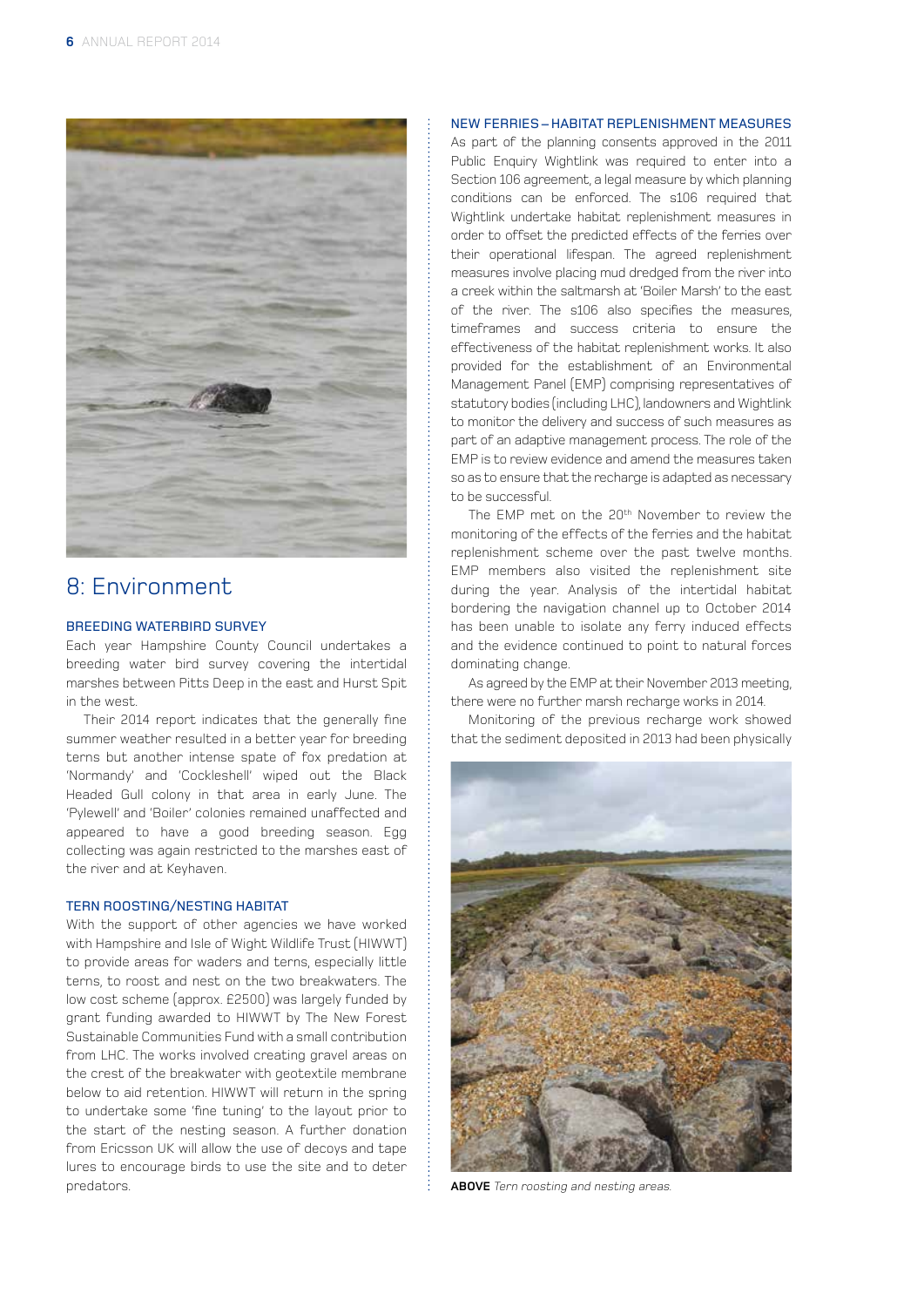# 8: Environment

### BREEDING WATERBIRD SURVEY

Each year Hampshire County Council undertakes a breeding water bird survey covering the intertidal marshes between Pitts Deep in the east and Hurst Spit in the west.

Their 2014 report indicates that the generally fine summer weather resulted in a better year for breeding terns but another intense spate of fox predation at 'Normandy' and 'Cockleshell' wiped out the Black Headed Gull colony in that area in early June. The 'Pylewell' and 'Boiler' colonies remained unaffected and appeared to have a good breeding season. Egg collecting was again restricted to the marshes east of the river and at Keyhaven.

### TERN ROOSTING/NESTING HABITAT

With the support of other agencies we have worked with Hampshire and Isle of Wight Wildlife Trust (HIWWT) to provide areas for waders and terns, especially little terns, to roost and nest on the two breakwaters. The low cost scheme (approx. £2500) was largely funded by grant funding awarded to HIWWT by The New Forest Sustainable Communities Fund with a small contribution from LHC. The works involved creating gravel areas on the crest of the breakwater with geotextile membrane below to aid retention. HIWWT will return in the spring to undertake some 'fine tuning' to the layout prior to the start of the nesting season. A further donation from Ericsson UK will allow the use of decoys and tape lures to encourage birds to use the site and to deter predators.

### NEW FERRIES – HABITAT REPLENISHMENT MEASURES

As part of the planning consents approved in the 2011 Public Enquiry Wightlink was required to enter into a Section 106 agreement, a legal measure by which planning conditions can be enforced. The s106 required that Wightlink undertake habitat replenishment measures in order to offset the predicted effects of the ferries over their operational lifespan. The agreed replenishment measures involve placing mud dredged from the river into a creek within the saltmarsh at 'Boiler Marsh' to the east of the river. The s106 also specifies the measures, timeframes and success criteria to ensure the effectiveness of the habitat replenishment works. It also provided for the establishment of an Environmental Management Panel (EMP) comprising representatives of statutory bodies (including LHC), landowners and Wightlink to monitor the delivery and success of such measures as part of an adaptive management process. The role of the EMP is to review evidence and amend the measures taken so as to ensure that the recharge is adapted as necessary to be successful.

The EMP met on the 20th November to review the monitoring of the effects of the ferries and the habitat replenishment scheme over the past twelve months. EMP members also visited the replenishment site during the year. Analysis of the intertidal habitat bordering the navigation channel up to October 2014 has been unable to isolate any ferry induced effects and the evidence continued to point to natural forces dominating change.

As agreed by the EMP at their November 2013 meeting, there were no further marsh recharge works in 2014.

Monitoring of the previous recharge work showed that the sediment deposited in 2013 had been physically

**ABOVE** *Tern roosting and nesting areas.*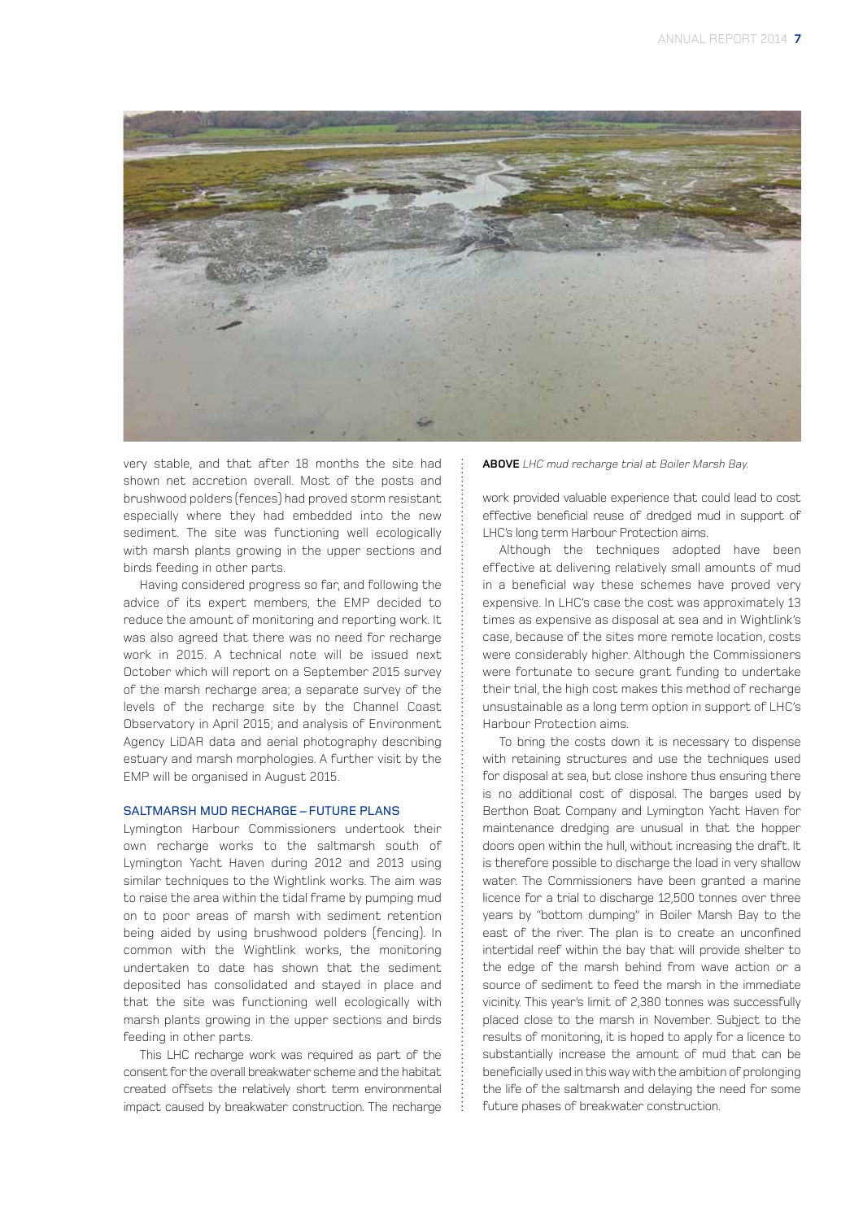very stable, and that after 18 months the site had shown net accretion overall. Most of the posts and brushwood polders (fences) had proved storm resistant especially where they had embedded into the new sediment. The site was functioning well ecologically with marsh plants growing in the upper sections and birds feeding in other parts.

Having considered progress so far, and following the advice of its expert members, the EMP decided to reduce the amount of monitoring and reporting work. It was also agreed that there was no need for recharge work in 2015. A technical note will be issued next October which will report on a September 2015 survey of the marsh recharge area; a separate survey of the levels of the recharge site by the Channel Coast Observatory in April 2015; and analysis of Environment Agency LiDAR data and aerial photography describing estuary and marsh morphologies. A further visit by the EMP will be organised in August 2015.

## SALTMARSH MUD RECHARGE – FUTURE PLANS

Lymington Harbour Commissioners undertook their own recharge works to the saltmarsh south of Lymington Yacht Haven during 2012 and 2013 using similar techniques to the Wightlink works. The aim was to raise the area within the tidal frame by pumping mud on to poor areas of marsh with sediment retention being aided by using brushwood polders (fencing). In common with the Wightlink works, the monitoring undertaken to date has shown that the sediment deposited has consolidated and stayed in place and that the site was functioning well ecologically with marsh plants growing in the upper sections and birds feeding in other parts.

This LHC recharge work was required as part of the consent for the overall breakwater scheme and the habitat created offsets the relatively short term environmental impact caused by breakwater construction. The recharge work provided valuable experience that could lead to cost effective beneficial reuse of dredged mud in support of LHC's long term Harbour Protection aims.

Although the techniques adopted have been effective at delivering relatively small amounts of mud in a beneficial way these schemes have proved very expensive. In LHC's case the cost was approximately 13 times as expensive as disposal at sea and in Wightlink's case, because of the sites more remote location, costs were considerably higher. Although the Commissioners were fortunate to secure grant funding to undertake their trial, the high cost makes this method of recharge unsustainable as a long term option in support of LHC's Harbour Protection aims.

To bring the costs down it is necessary to dispense with retaining structures and use the techniques used for disposal at sea, but close inshore thus ensuring there is no additional cost of disposal. The barges used by Berthon Boat Company and Lymington Yacht Haven for maintenance dredging are unusual in that the hopper doors open within the hull, without increasing the draft. It is therefore possible to discharge the load in very shallow water. The Commissioners have been granted a marine licence for a trial to discharge 12,500 tonnes over three years by "bottom dumping" in Boiler Marsh Bay to the east of the river. The plan is to create an unconfined intertidal reef within the bay that will provide shelter to the edge of the marsh behind from wave action or a source of sediment to feed the marsh in the immediate vicinity. This year's limit of 2,380 tonnes was successfully placed close to the marsh in November. Subject to the results of monitoring, it is hoped to apply for a licence to substantially increase the amount of mud that can be beneficially used in this way with the ambition of prolonging the life of the saltmarsh and delaying the need for some future phases of breakwater construction.

**ABOVE** *LHC mud recharge trial at Boiler Marsh Bay.*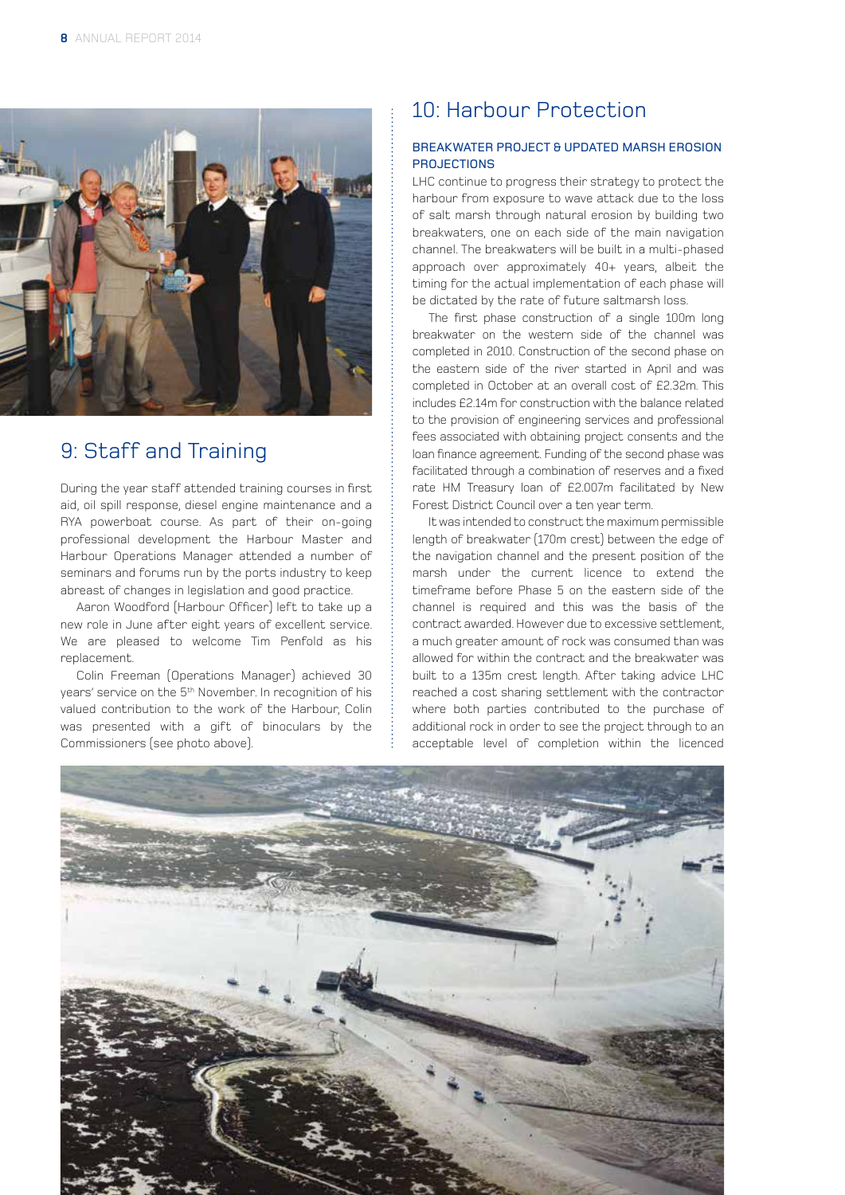## 9: Staff and Training

During the year staff attended training courses in first aid, oil spill response, diesel engine maintenance and a RYA powerboat course. As part of their on-going professional development the Harbour Master and Harbour Operations Manager attended a number of seminars and forums run by the ports industry to keep abreast of changes in legislation and good practice.

Aaron Woodford (Harbour Officer) left to take up a new role in June after eight years of excellent service. We are pleased to welcome Tim Penfold as his replacement.

Colin Freeman (Operations Manager) achieved 30 years' service on the 5th November. In recognition of his valued contribution to the work of the Harbour, Colin was presented with a gift of binoculars by the Commissioners (see photo above).

## 10: Harbour Protection

### BREAKWATER PROJECT & UPDATED MARSH EROSION PROJECTIONS

LHC continue to progress their strategy to protect the harbour from exposure to wave attack due to the loss of salt marsh through natural erosion by building two breakwaters, one on each side of the main navigation channel. The breakwaters will be built in a multi-phased approach over approximately 40+ years, albeit the timing for the actual implementation of each phase will be dictated by the rate of future saltmarsh loss.

The first phase construction of a single 100m long breakwater on the western side of the channel was completed in 2010. Construction of the second phase on the eastern side of the river started in April and was completed in October at an overall cost of £2.32m. This includes £2.14m for construction with the balance related to the provision of engineering services and professional fees associated with obtaining project consents and the loan finance agreement. Funding of the second phase was facilitated through a combination of reserves and a fixed rate HM Treasury loan of £2.007m facilitated by New Forest District Council over a ten year term.

It was intended to construct the maximum permissible length of breakwater (170m crest) between the edge of the navigation channel and the present position of the marsh under the current licence to extend the timeframe before Phase 5 on the eastern side of the channel is required and this was the basis of the contract awarded. However due to excessive settlement, a much greater amount of rock was consumed than was allowed for within the contract and the breakwater was built to a 135m crest length. After taking advice LHC reached a cost sharing settlement with the contractor where both parties contributed to the purchase of additional rock in order to see the project through to an acceptable level of completion within the licenced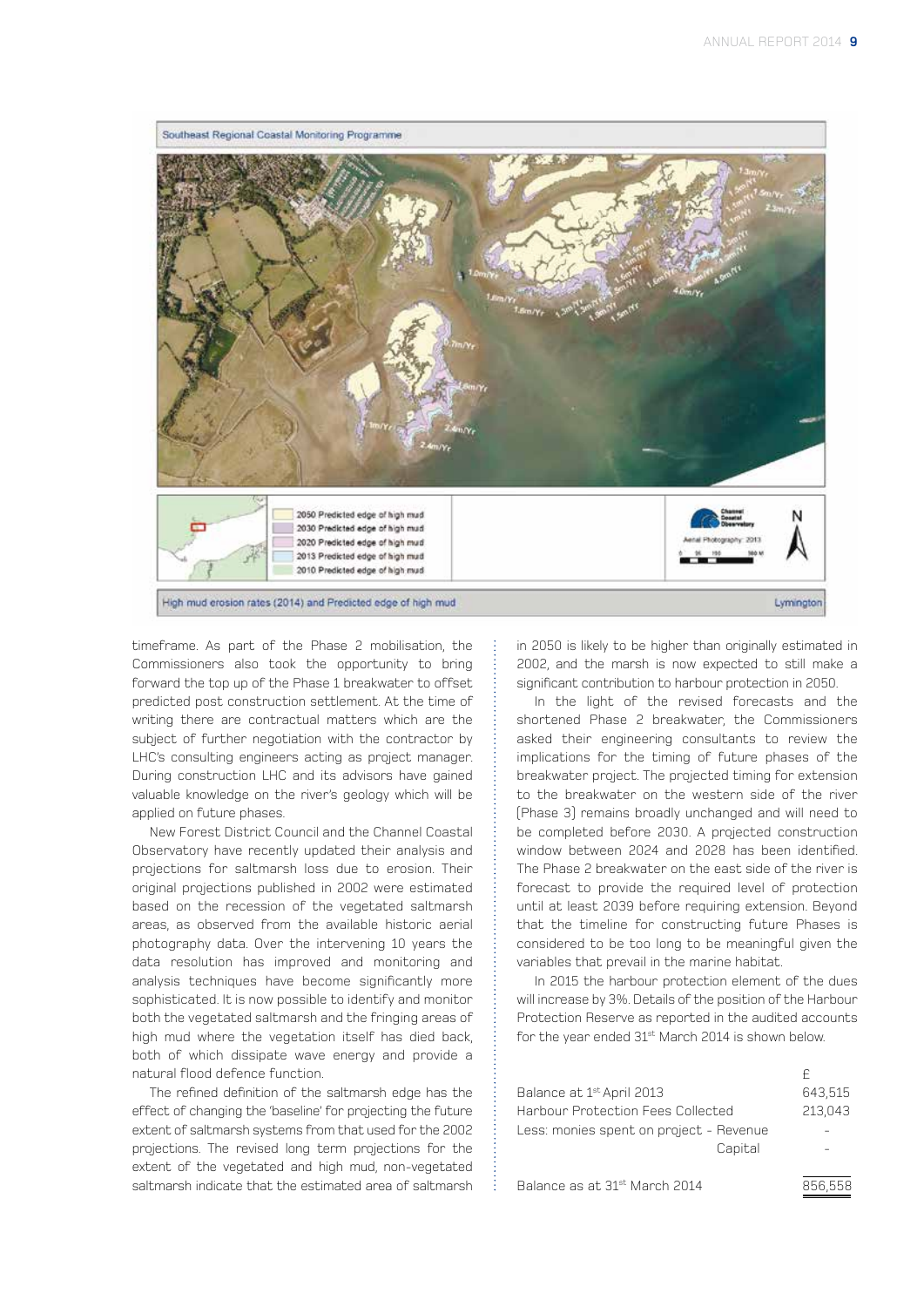timeframe. As part of the Phase 2 mobilisation, the Commissioners also took the opportunity to bring forward the top up of the Phase 1 breakwater to offset predicted post construction settlement. At the time of writing there are contractual matters which are the subject of further negotiation with the contractor by LHC's consulting engineers acting as project manager. During construction LHC and its advisors have gained valuable knowledge on the river's geology which will be applied on future phases.

New Forest District Council and the Channel Coastal Observatory have recently updated their analysis and projections for saltmarsh loss due to erosion. Their original projections published in 2002 were estimated based on the recession of the vegetated saltmarsh areas, as observed from the available historic aerial photography data. Over the intervening 10 years the data resolution has improved and monitoring and analysis techniques have become significantly more sophisticated. It is now possible to identify and monitor both the vegetated saltmarsh and the fringing areas of high mud where the vegetation itself has died back, both of which dissipate wave energy and provide a natural flood defence function.

The refined definition of the saltmarsh edge has the effect of changing the 'baseline' for projecting the future extent of saltmarsh systems from that used for the 2002 projections. The revised long term projections for the extent of the vegetated and high mud, non-vegetated saltmarsh indicate that the estimated area of saltmarsh in 2050 is likely to be higher than originally estimated in 2002, and the marsh is now expected to still make a significant contribution to harbour protection in 2050.

In the light of the revised forecasts and the shortened Phase 2 breakwater, the Commissioners asked their engineering consultants to review the implications for the timing of future phases of the breakwater project. The projected timing for extension to the breakwater on the western side of the river (Phase 3) remains broadly unchanged and will need to be completed before 2030. A projected construction window between 2024 and 2028 has been identified. The Phase 2 breakwater on the east side of the river is forecast to provide the required level of protection until at least 2039 before requiring extension. Beyond that the timeline for constructing future Phases is considered to be too long to be meaningful given the variables that prevail in the marine habitat.

In 2015 the harbour protection element of the dues will increase by 3%. Details of the position of the Harbour Protection Reserve as reported in the audited accounts for the year ended 31st March 2014 is shown below.

| | £ |
|---|---|
| Balance at 1st April 2013 | 643,515 |
| Harbour Protection Fees Collected | 213,043 |
| Less: monies spent on project - Revenue | - |
| Capital | - |
| Balance as at 31st March 2014 | 856,558 |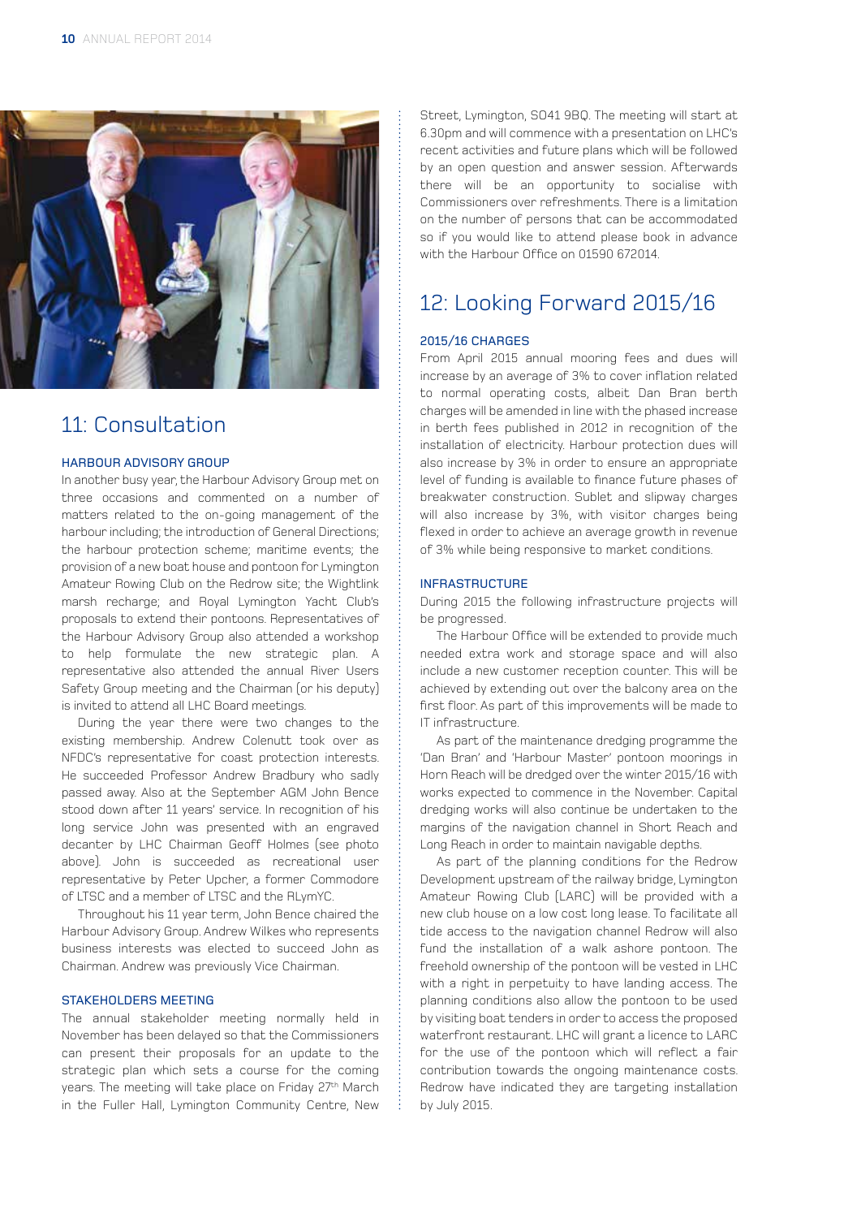## 11: Consultation

### HARBOUR ADVISORY GROUP

In another busy year, the Harbour Advisory Group met on three occasions and commented on a number of matters related to the on-going management of the harbour including; the introduction of General Directions; the harbour protection scheme; maritime events; the provision of a new boat house and pontoon for Lymington Amateur Rowing Club on the Redrow site; the Wightlink marsh recharge; and Royal Lymington Yacht Club's proposals to extend their pontoons. Representatives of the Harbour Advisory Group also attended a workshop to help formulate the new strategic plan. A representative also attended the annual River Users Safety Group meeting and the Chairman (or his deputy) is invited to attend all LHC Board meetings.

During the year there were two changes to the existing membership. Andrew Colenutt took over as NFDC's representative for coast protection interests. He succeeded Professor Andrew Bradbury who sadly passed away. Also at the September AGM John Bence stood down after 11 years' service. In recognition of his long service John was presented with an engraved decanter by LHC Chairman Geoff Holmes (see photo above). John is succeeded as recreational user representative by Peter Upcher, a former Commodore of LTSC and a member of LTSC and the RLymYC.

Throughout his 11 year term, John Bence chaired the Harbour Advisory Group. Andrew Wilkes who represents business interests was elected to succeed John as Chairman. Andrew was previously Vice Chairman.

### STAKEHOLDERS MEETING

The annual stakeholder meeting normally held in November has been delayed so that the Commissioners can present their proposals for an update to the strategic plan which sets a course for the coming years. The meeting will take place on Friday 27th March in the Fuller Hall, Lymington Community Centre, New Street, Lymington, SO41 9BQ. The meeting will start at 6.30pm and will commence with a presentation on LHC's recent activities and future plans which will be followed by an open question and answer session. Afterwards there will be an opportunity to socialise with Commissioners over refreshments. There is a limitation on the number of persons that can be accommodated so if you would like to attend please book in advance with the Harbour Office on 01590 672014.

## 12: Looking Forward 2015/16

### 2015/16 CHARGES

From April 2015 annual mooring fees and dues will increase by an average of 3% to cover inflation related to normal operating costs, albeit Dan Bran berth charges will be amended in line with the phased increase in berth fees published in 2012 in recognition of the installation of electricity. Harbour protection dues will also increase by 3% in order to ensure an appropriate level of funding is available to finance future phases of breakwater construction. Sublet and slipway charges will also increase by 3%, with visitor charges being flexed in order to achieve an average growth in revenue of 3% while being responsive to market conditions.

### INFRASTRUCTURE

During 2015 the following infrastructure projects will be progressed.

The Harbour Office will be extended to provide much needed extra work and storage space and will also include a new customer reception counter. This will be achieved by extending out over the balcony area on the first floor. As part of this improvements will be made to IT infrastructure.

As part of the maintenance dredging programme the 'Dan Bran' and 'Harbour Master' pontoon moorings in Horn Reach will be dredged over the winter 2015/16 with works expected to commence in the November. Capital dredging works will also continue be undertaken to the margins of the navigation channel in Short Reach and Long Reach in order to maintain navigable depths.

As part of the planning conditions for the Redrow Development upstream of the railway bridge, Lymington Amateur Rowing Club (LARC) will be provided with a new club house on a low cost long lease. To facilitate all tide access to the navigation channel Redrow will also fund the installation of a walk ashore pontoon. The freehold ownership of the pontoon will be vested in LHC with a right in perpetuity to have landing access. The planning conditions also allow the pontoon to be used by visiting boat tenders in order to access the proposed waterfront restaurant. LHC will grant a licence to LARC for the use of the pontoon which will reflect a fair contribution towards the ongoing maintenance costs. Redrow have indicated they are targeting installation by July 2015.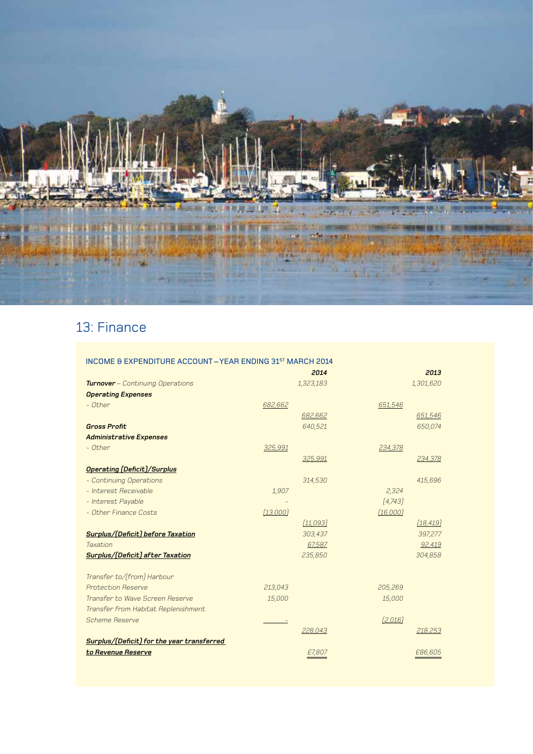## 13: Finance

| INCOME & EXPENDITURE ACCOUNT – YEAR ENDING 31ST MARCH 2014 | | 2014 | | 2013 |
|---|---|---|---|---|
| ***Turnover*** – *Continuing Operations* | | 1,323,183 | | 1,301,620 |
| ***Operating Expenses*** | | | | |
| - Other | 682,662 | | 651,546 | |
| | | 682,662 | | 651,546 |
| **Gross Profit** | | 640,521 | | 650,074 |
| ***Administrative Expenses*** | | | | |
| - Other | 325,991 | | 234,378 | |
| | | 325,991 | | 234,378 |
| **Operating (Deficit)/Surplus** | | | | |
| - Continuing Operations | | 314,530 | | 415,696 |
| - Interest Receivable | 1,907 | | 2,324 | |
| - Interest Payable | - | | (4,743) | |
| - Other Finance Costs | (13,000) | | (16,000) | |
| | | (11,093) | | (18,419) |
| **Surplus/(Deficit) before Taxation** | | 303,437 | | 397,277 |
| Taxation | | 67,587 | | 92,419 |
| **Surplus/(Deficit) after Taxation** | | 235,850 | | 304,858 |
| Transfer to/(from) Harbour Protection Reserve | 213,043 | | 205,269 | |
| Transfer to Wave Screen Reserve | 15,000 | | 15,000 | |
| Transfer from Habitat Replenishment Scheme Reserve | - | | (2,016) | |
| | | 228,043 | | 218,253 |
| **Surplus/(Deficit) for the year transferred to Revenue Reserve** | | £7,807 | | £86,605 |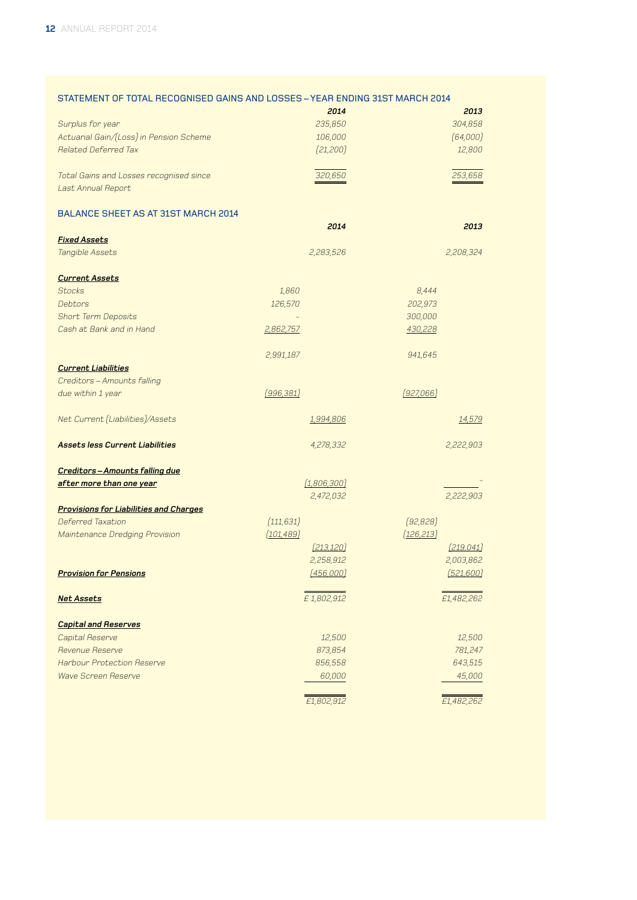## STATEMENT OF TOTAL RECOGNISED GAINS AND LOSSES – YEAR ENDING 31ST MARCH 2014

| | 2014 | 2013 |
|---|---|---|
| *Surplus for year* | 235,850 | 304,858 |
| *Actuarial Gain/(Loss) in Pension Scheme* | 106,000 | (64,000) |
| *Related Deferred Tax* | (21,200) | 12,800 |
| *Total Gains and Losses recognised since Last Annual Report* | 320,650 | 253,658 |

## BALANCE SHEET AS AT 31ST MARCH 2014

| | | 2014 | | 2013 |
|---|---|---|---|---|
| ***Fixed Assets*** | | | | |
| *Tangible Assets* | | 2,283,526 | | 2,208,324 |
| ***Current Assets*** | | | | |
| *Stocks* | 1,860 | | 8,444 | |
| *Debtors* | 126,570 | | 202,973 | |
| *Short Term Deposits* | – | | 300,000 | |
| *Cash at Bank and in Hand* | 2,862,757 | | 430,228 | |
| | 2,991,187 | | 941,645 | |
| ***Current Liabilities*** | | | | |
| *Creditors – Amounts falling due within 1 year* | (996,381) | | (927,066) | |
| *Net Current (Liabilities)/Assets* | | 1,994,806 | | 14,579 |
| ***Assets less Current Liabilities*** | | 4,278,332 | | 2,222,903 |
| ***Creditors – Amounts falling due after more than one year*** | | (1,806,300) | | – |
| | | 2,472,032 | | 2,222,903 |
| ***Provisions for Liabilities and Charges*** | | | | |
| *Deferred Taxation* | (111,631) | | (92,828) | |
| *Maintenance Dredging Provision* | (101,489) | | (126,213) | |
| | | (213,120) | | (219,041) |
| | | 2,258,912 | | 2,003,862 |
| ***Provision for Pensions*** | | (456,000) | | (521,600) |
| ***Net Assets*** | | £ 1,802,912 | | £1,482,262 |
| ***Capital and Reserves*** | | | | |
| *Capital Reserve* | | 12,500 | | 12,500 |
| *Revenue Reserve* | | 873,854 | | 781,247 |
| *Harbour Protection Reserve* | | 856,558 | | 643,515 |
| *Wave Screen Reserve* | | 60,000 | | 45,000 |
| | | £1,802,912 | | £1,482,262 |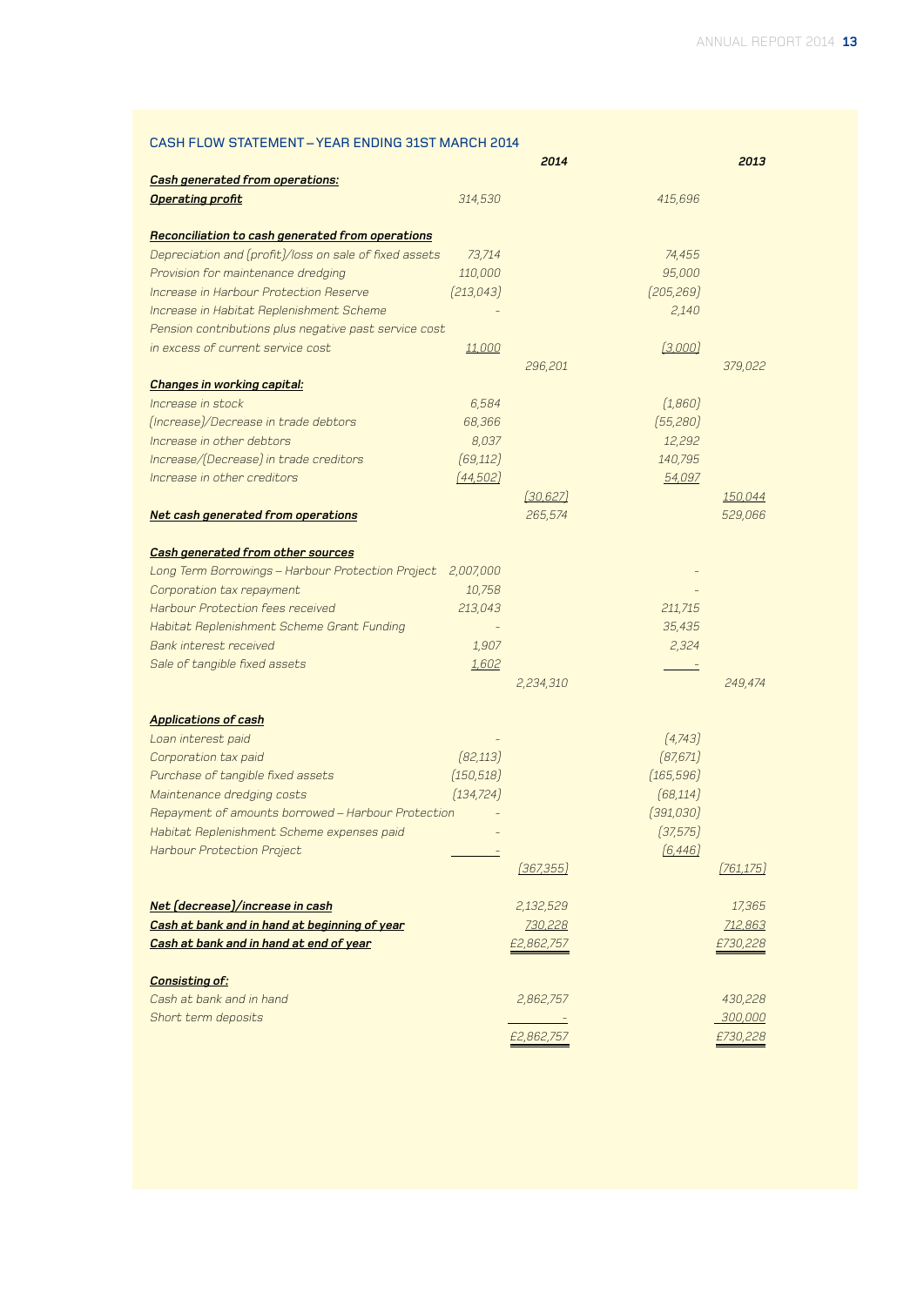## CASH FLOW STATEMENT – YEAR ENDING 31ST MARCH 2014

| | | 2014 | | 2013 |
|---|---|---|---|---|
| ***Cash generated from operations:*** | | | | |
| ***Operating profit*** | 314,530 | | 415,696 | |
| | | | | |
| ***Reconciliation to cash generated from operations*** | | | | |
| *Depreciation and (profit)/loss on sale of fixed assets* | 73,714 | | 74,455 | |
| *Provision for maintenance dredging* | 110,000 | | 95,000 | |
| *Increase in Harbour Protection Reserve* | (213,043) | | (205,269) | |
| *Increase in Habitat Replenishment Scheme* | - | | 2,140 | |
| *Pension contributions plus negative past service cost in excess of current service cost* | 11,000 | | (3,000) | |
| | | 296,201 | | 379,022 |
| ***Changes in working capital:*** | | | | |
| *Increase in stock* | 6,584 | | (1,860) | |
| *(Increase)/Decrease in trade debtors* | 68,366 | | (55,280) | |
| *Increase in other debtors* | 8,037 | | 12,292 | |
| *Increase/(Decrease) in trade creditors* | (69,112) | | 140,795 | |
| *Increase in other creditors* | (44,502) | | 54,097 | |
| | | (30,627) | | 150,044 |
| ***Net cash generated from operations*** | | 265,574 | | 529,066 |
| | | | | |
| ***Cash generated from other sources*** | | | | |
| *Long Term Borrowings – Harbour Protection Project* | 2,007,000 | | - | |
| *Corporation tax repayment* | 10,758 | | - | |
| *Harbour Protection fees received* | 213,043 | | 211,715 | |
| *Habitat Replenishment Scheme Grant Funding* | - | | 35,435 | |
| *Bank interest received* | 1,907 | | 2,324 | |
| *Sale of tangible fixed assets* | 1,602 | | - | |
| | | 2,234,310 | | 249,474 |
| | | | | |
| ***Applications of cash*** | | | | |
| *Loan interest paid* | - | | (4,743) | |
| *Corporation tax paid* | (82,113) | | (87,671) | |
| *Purchase of tangible fixed assets* | (150,518) | | (165,596) | |
| *Maintenance dredging costs* | (134,724) | | (68,114) | |
| *Repayment of amounts borrowed – Harbour Protection* | - | | (391,030) | |
| *Habitat Replenishment Scheme expenses paid* | - | | (37,575) | |
| *Harbour Protection Project* | - | | (6,446) | |
| | | (367,355) | | (761,175) |
| | | | | |
| ***Net (decrease)/increase in cash*** | | 2,132,529 | | 17,365 |
| ***Cash at bank and in hand at beginning of year*** | | 730,228 | | 712,863 |
| ***Cash at bank and in hand at end of year*** | | £2,862,757 | | £730,228 |
| | | | | |
| ***Consisting of:*** | | | | |
| *Cash at bank and in hand* | | 2,862,757 | | 430,228 |
| *Short term deposits* | | - | | 300,000 |
| | | £2,862,757 | | £730,228 |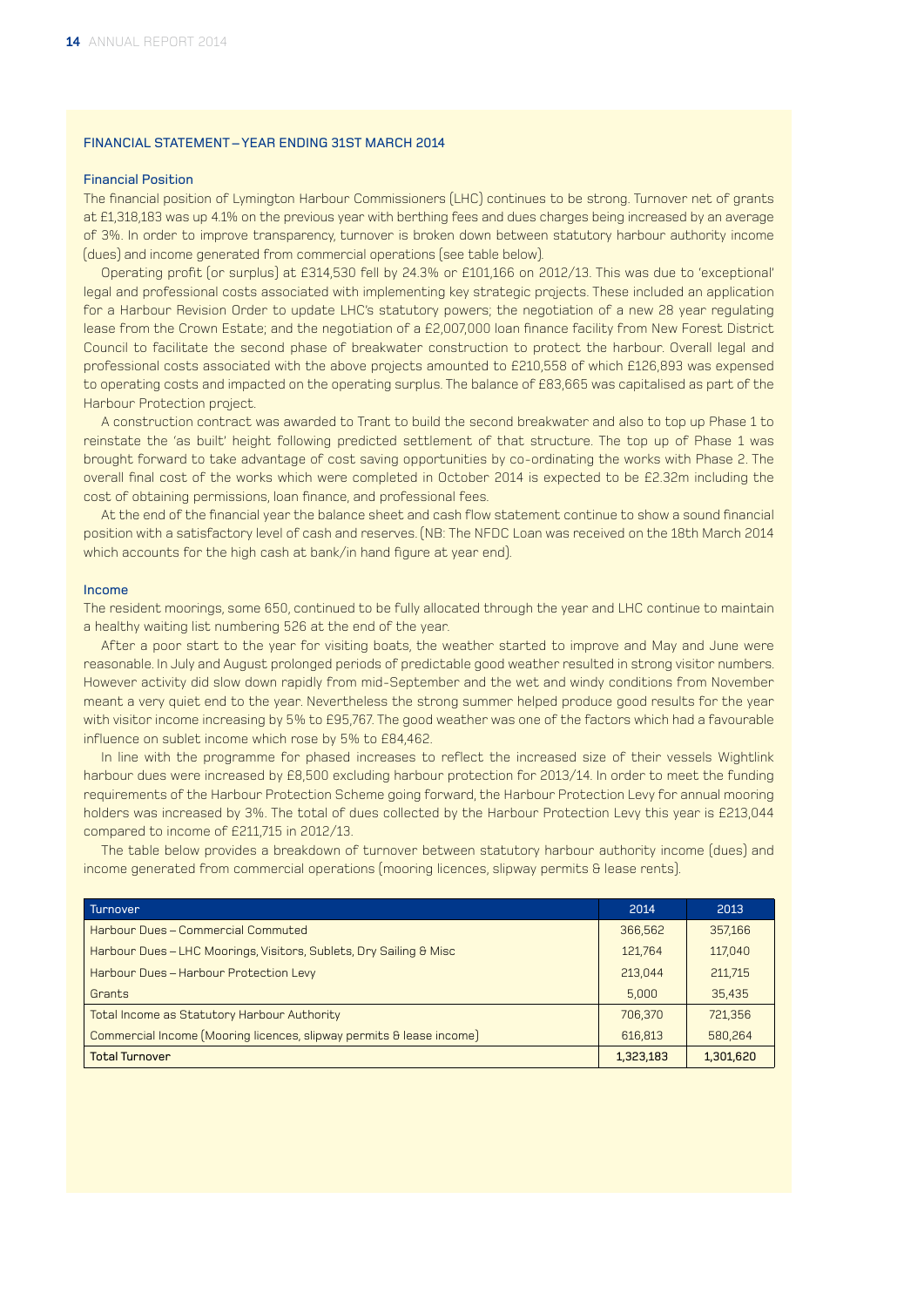## FINANCIAL STATEMENT – YEAR ENDING 31ST MARCH 2014

### Financial Position

The financial position of Lymington Harbour Commissioners (LHC) continues to be strong. Turnover net of grants at £1,318,183 was up 4.1% on the previous year with berthing fees and dues charges being increased by an average of 3%. In order to improve transparency, turnover is broken down between statutory harbour authority income (dues) and income generated from commercial operations (see table below).

Operating profit (or surplus) at £314,530 fell by 24.3% or £101,166 on 2012/13. This was due to 'exceptional' legal and professional costs associated with implementing key strategic projects. These included an application for a Harbour Revision Order to update LHC's statutory powers; the negotiation of a new 28 year regulating lease from the Crown Estate; and the negotiation of a £2,007,000 loan finance facility from New Forest District Council to facilitate the second phase of breakwater construction to protect the harbour. Overall legal and professional costs associated with the above projects amounted to £210,558 of which £126,893 was expensed to operating costs and impacted on the operating surplus. The balance of £83,665 was capitalised as part of the Harbour Protection project.

A construction contract was awarded to Trant to build the second breakwater and also to top up Phase 1 to reinstate the 'as built' height following predicted settlement of that structure. The top up of Phase 1 was brought forward to take advantage of cost saving opportunities by co-ordinating the works with Phase 2. The overall final cost of the works which were completed in October 2014 is expected to be £2.32m including the cost of obtaining permissions, loan finance, and professional fees.

At the end of the financial year the balance sheet and cash flow statement continue to show a sound financial position with a satisfactory level of cash and reserves. (NB: The NFDC Loan was received on the 18th March 2014 which accounts for the high cash at bank/in hand figure at year end).

### Income

The resident moorings, some 650, continued to be fully allocated through the year and LHC continue to maintain a healthy waiting list numbering 526 at the end of the year.

After a poor start to the year for visiting boats, the weather started to improve and May and June were reasonable. In July and August prolonged periods of predictable good weather resulted in strong visitor numbers. However activity did slow down rapidly from mid-September and the wet and windy conditions from November meant a very quiet end to the year. Nevertheless the strong summer helped produce good results for the year with visitor income increasing by 5% to £95,767. The good weather was one of the factors which had a favourable influence on sublet income which rose by 5% to £84,462.

In line with the programme for phased increases to reflect the increased size of their vessels Wightlink harbour dues were increased by £8,500 excluding harbour protection for 2013/14. In order to meet the funding requirements of the Harbour Protection Scheme going forward, the Harbour Protection Levy for annual mooring holders was increased by 3%. The total of dues collected by the Harbour Protection Levy this year is £213,044 compared to income of £211,715 in 2012/13.

The table below provides a breakdown of turnover between statutory harbour authority income (dues) and income generated from commercial operations (mooring licences, slipway permits & lease rents).

| Turnover | 2014 | 2013 |
|---|---|---|
| Harbour Dues – Commercial Commuted | 366,562 | 357,166 |
| Harbour Dues – LHC Moorings, Visitors, Sublets, Dry Sailing & Misc | 121,764 | 117,040 |
| Harbour Dues – Harbour Protection Levy | 213,044 | 211,715 |
| Grants | 5,000 | 35,435 |
| Total Income as Statutory Harbour Authority | 706,370 | 721,356 |
| Commercial Income (Mooring licences, slipway permits & lease income) | 616,813 | 580,264 |
| **Total Turnover** | **1,323,183** | **1,301,620** |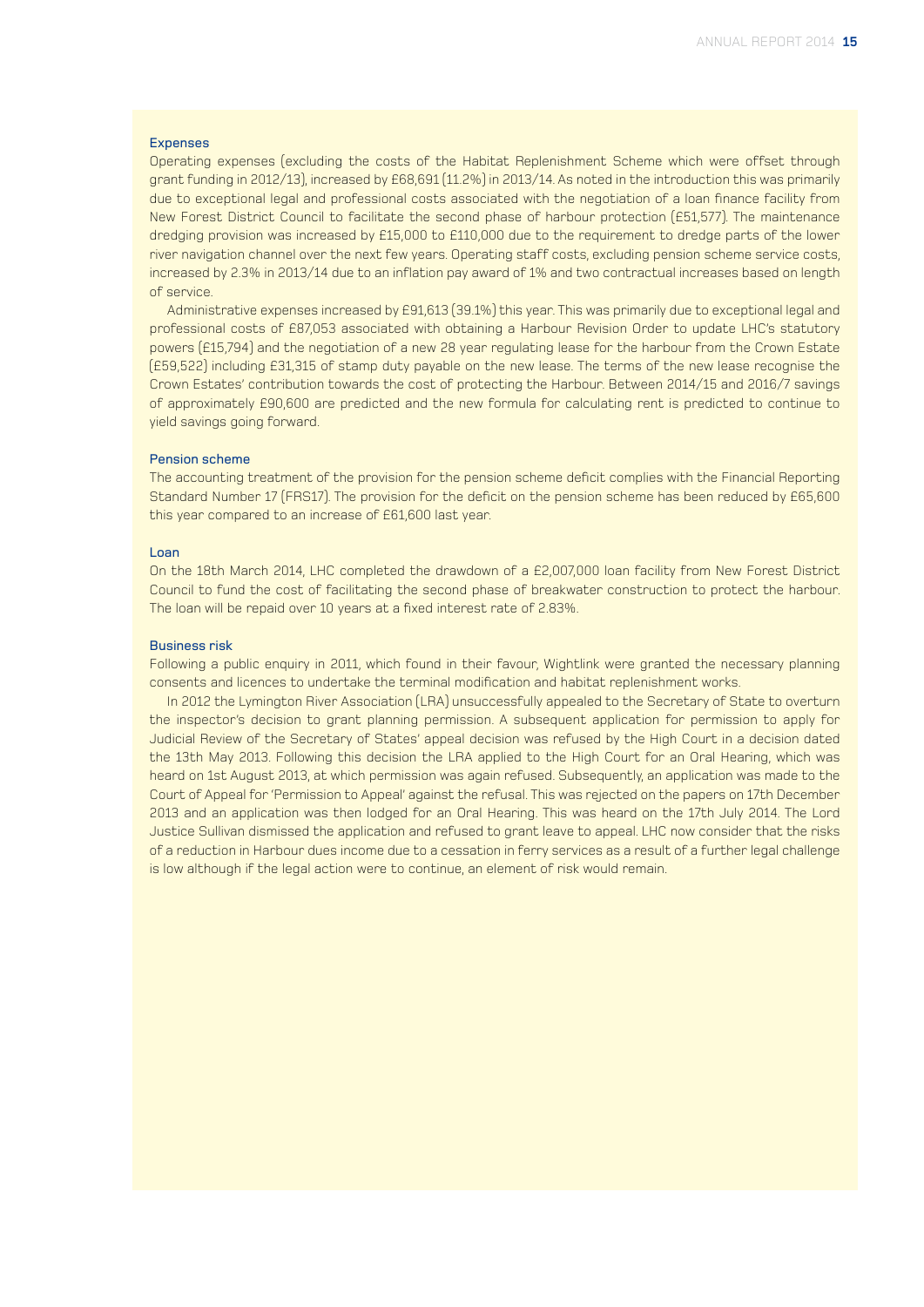### Expenses

Operating expenses (excluding the costs of the Habitat Replenishment Scheme which were offset through grant funding in 2012/13), increased by £68,691 (11.2%) in 2013/14. As noted in the introduction this was primarily due to exceptional legal and professional costs associated with the negotiation of a loan finance facility from New Forest District Council to facilitate the second phase of harbour protection (£51,577). The maintenance dredging provision was increased by £15,000 to £110,000 due to the requirement to dredge parts of the lower river navigation channel over the next few years. Operating staff costs, excluding pension scheme service costs, increased by 2.3% in 2013/14 due to an inflation pay award of 1% and two contractual increases based on length of service.

Administrative expenses increased by £91,613 (39.1%) this year. This was primarily due to exceptional legal and professional costs of £87,053 associated with obtaining a Harbour Revision Order to update LHC's statutory powers (£15,794) and the negotiation of a new 28 year regulating lease for the harbour from the Crown Estate (£59,522) including £31,315 of stamp duty payable on the new lease. The terms of the new lease recognise the Crown Estates' contribution towards the cost of protecting the Harbour. Between 2014/15 and 2016/7 savings of approximately £90,600 are predicted and the new formula for calculating rent is predicted to continue to yield savings going forward.

### Pension scheme

The accounting treatment of the provision for the pension scheme deficit complies with the Financial Reporting Standard Number 17 (FRS17). The provision for the deficit on the pension scheme has been reduced by £65,600 this year compared to an increase of £61,600 last year.

### Loan

On the 18th March 2014, LHC completed the drawdown of a £2,007,000 loan facility from New Forest District Council to fund the cost of facilitating the second phase of breakwater construction to protect the harbour. The loan will be repaid over 10 years at a fixed interest rate of 2.83%.

### Business risk

Following a public enquiry in 2011, which found in their favour, Wightlink were granted the necessary planning consents and licences to undertake the terminal modification and habitat replenishment works.

In 2012 the Lymington River Association (LRA) unsuccessfully appealed to the Secretary of State to overturn the inspector's decision to grant planning permission. A subsequent application for permission to apply for Judicial Review of the Secretary of States' appeal decision was refused by the High Court in a decision dated the 13th May 2013. Following this decision the LRA applied to the High Court for an Oral Hearing, which was heard on 1st August 2013, at which permission was again refused. Subsequently, an application was made to the Court of Appeal for 'Permission to Appeal' against the refusal. This was rejected on the papers on 17th December 2013 and an application was then lodged for an Oral Hearing. This was heard on the 17th July 2014. The Lord Justice Sullivan dismissed the application and refused to grant leave to appeal. LHC now consider that the risks of a reduction in Harbour dues income due to a cessation in ferry services as a result of a further legal challenge is low although if the legal action were to continue, an element of risk would remain.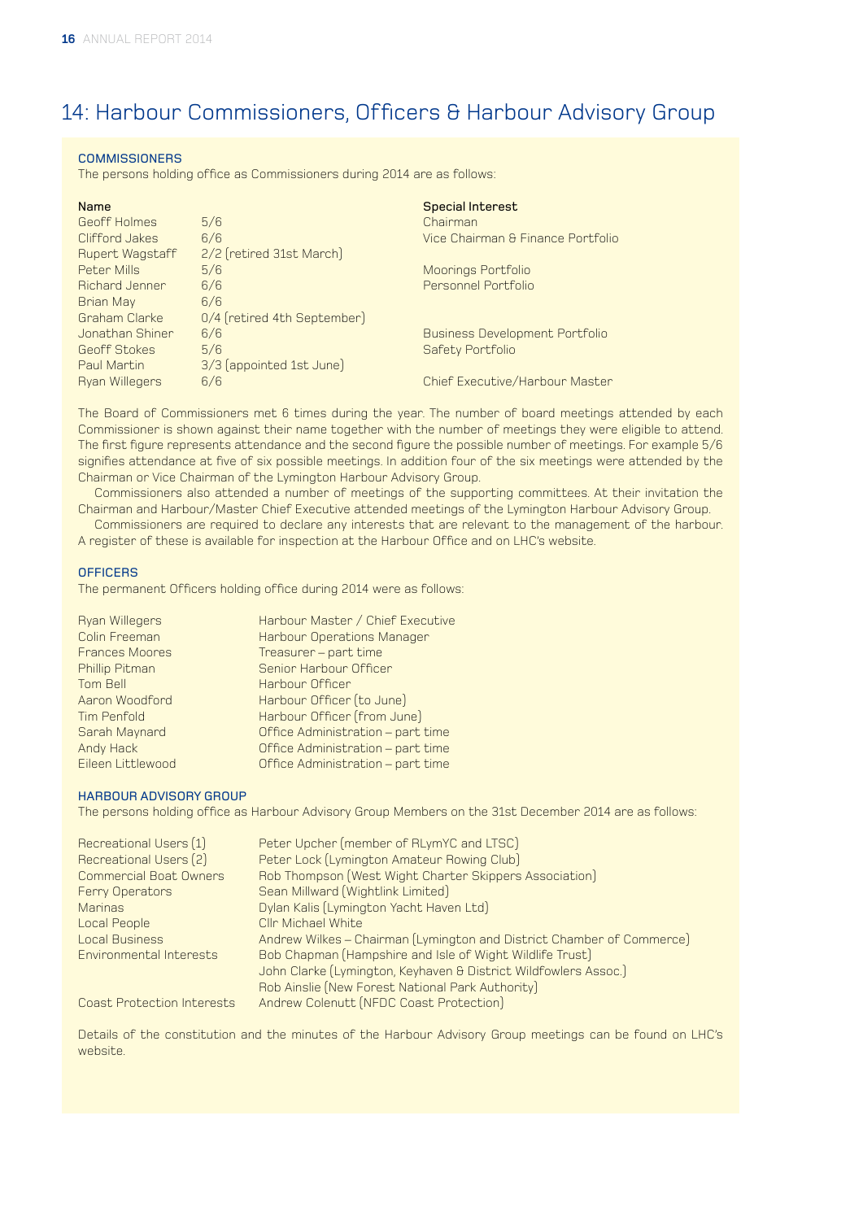# 14: Harbour Commissioners, Officers & Harbour Advisory Group

### COMMISSIONERS

The persons holding office as Commissioners during 2014 are as follows:

| Name | | Special Interest |
|---|---|---|
| Geoff Holmes | 5/6 | Chairman |
| Clifford Jakes | 6/6 | Vice Chairman & Finance Portfolio |
| Rupert Wagstaff | 2/2 (retired 31st March) | |
| Peter Mills | 5/6 | Moorings Portfolio |
| Richard Jenner | 6/6 | Personnel Portfolio |
| Brian May | 6/6 | |
| Graham Clarke | 0/4 (retired 4th September) | |
| Jonathan Shiner | 6/6 | Business Development Portfolio |
| Geoff Stokes | 5/6 | Safety Portfolio |
| Paul Martin | 3/3 (appointed 1st June) | |
| Ryan Willegers | 6/6 | Chief Executive/Harbour Master |

The Board of Commissioners met 6 times during the year. The number of board meetings attended by each Commissioner is shown against their name together with the number of meetings they were eligible to attend. The first figure represents attendance and the second figure the possible number of meetings. For example 5/6 signifies attendance at five of six possible meetings. In addition four of the six meetings were attended by the Chairman or Vice Chairman of the Lymington Harbour Advisory Group.

Commissioners also attended a number of meetings of the supporting committees. At their invitation the Chairman and Harbour/Master Chief Executive attended meetings of the Lymington Harbour Advisory Group.

Commissioners are required to declare any interests that are relevant to the management of the harbour. A register of these is available for inspection at the Harbour Office and on LHC's website.

### OFFICERS

The permanent Officers holding office during 2014 were as follows:

| | |
|---|---|
| Ryan Willegers | Harbour Master / Chief Executive |
| Colin Freeman | Harbour Operations Manager |
| Frances Moores | Treasurer – part time |
| Phillip Pitman | Senior Harbour Officer |
| Tom Bell | Harbour Officer |
| Aaron Woodford | Harbour Officer (to June) |
| Tim Penfold | Harbour Officer (from June) |
| Sarah Maynard | Office Administration – part time |
| Andy Hack | Office Administration – part time |
| Eileen Littlewood | Office Administration – part time |

### HARBOUR ADVISORY GROUP

The persons holding office as Harbour Advisory Group Members on the 31st December 2014 are as follows:

| | |
|---|---|
| Recreational Users (1) | Peter Upcher (member of RLymYC and LTSC) |
| Recreational Users (2) | Peter Lock (Lymington Amateur Rowing Club) |
| Commercial Boat Owners | Rob Thompson (West Wight Charter Skippers Association) |
| Ferry Operators | Sean Millward (Wightlink Limited) |
| Marinas | Dylan Kalis (Lymington Yacht Haven Ltd) |
| Local People | Cllr Michael White |
| Local Business | Andrew Wilkes – Chairman (Lymington and District Chamber of Commerce) |
| Environmental Interests | Bob Chapman (Hampshire and Isle of Wight Wildlife Trust) |
| | John Clarke (Lymington, Keyhaven & District Wildfowlers Assoc.) |
| | Rob Ainslie (New Forest National Park Authority) |
| Coast Protection Interests | Andrew Colenutt (NFDC Coast Protection) |

Details of the constitution and the minutes of the Harbour Advisory Group meetings can be found on LHC's website.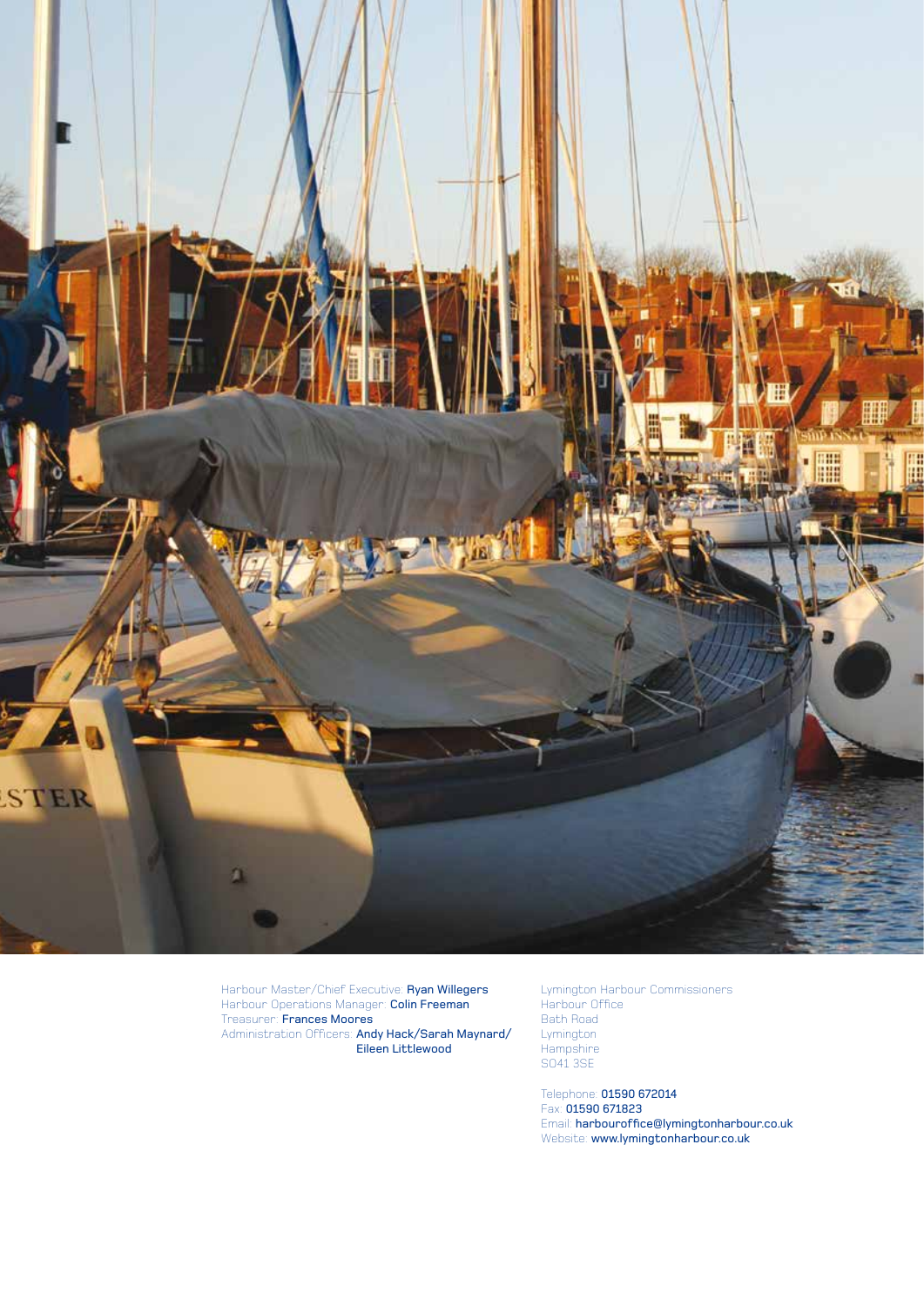Harbour Master/Chief Executive: **Ryan Willegers**
Harbour Operations Manager: **Colin Freeman**
Treasurer: **Frances Moores**
Administration Officers: **Andy Hack/Sarah Maynard/ Eileen Littlewood**

Lymington Harbour Commissioners
Harbour Office
Bath Road
Lymington
Hampshire
SO41 3SE

Telephone: **01590 672014**
Fax: **01590 671823**
Email: **harbouroffice@lymingtonharbour.co.uk**
Website: **www.lymingtonharbour.co.uk**